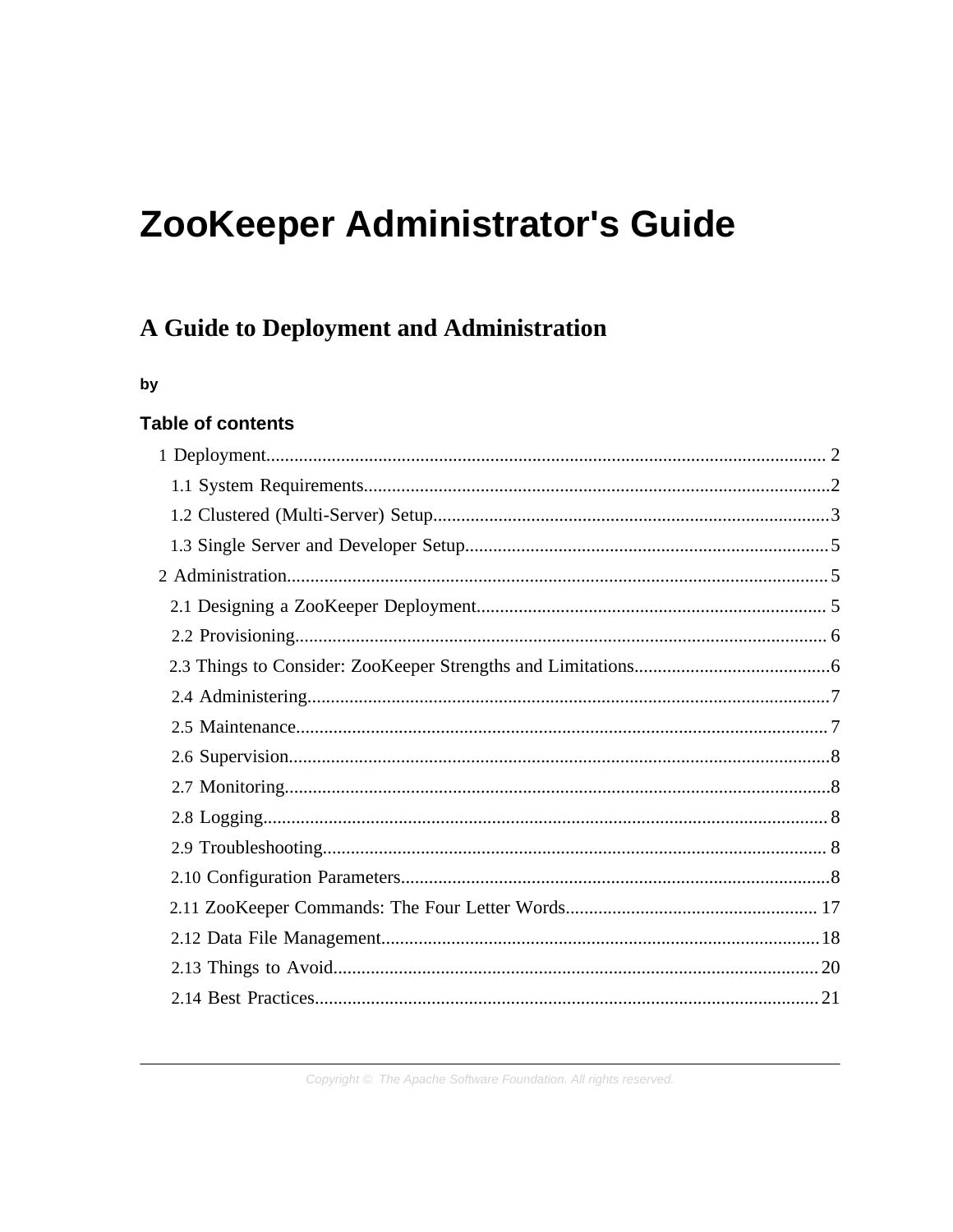# ZooKeeper Administrator's Guide

## A Guide to Deployment and Administration

by

### Table of contents

- 1 Deployment........................................................................................................................ 2
  - 1.1 System Requirements....................................................................................................2
  - 1.2 Clustered (Multi-Server) Setup.....................................................................................3
  - 1.3 Single Server and Developer Setup..............................................................................5
- 2 Administration....................................................................................................................5
  - 2.1 Designing a ZooKeeper Deployment........................................................................... 5
  - 2.2 Provisioning.................................................................................................................. 6
  - 2.3 Things to Consider: ZooKeeper Strengths and Limitations..........................................6
  - 2.4 Administering................................................................................................................7
  - 2.5 Maintenance.................................................................................................................. 7
  - 2.6 Supervision....................................................................................................................8
  - 2.7 Monitoring.....................................................................................................................8
  - 2.8 Logging......................................................................................................................... 8
  - 2.9 Troubleshooting............................................................................................................ 8
  - 2.10 Configuration Parameters............................................................................................8
  - 2.11 ZooKeeper Commands: The Four Letter Words...................................................... 17
  - 2.12 Data File Management..............................................................................................18
  - 2.13 Things to Avoid........................................................................................................ 20
  - 2.14 Best Practices............................................................................................................ 21

Copyright © The Apache Software Foundation. All rights reserved.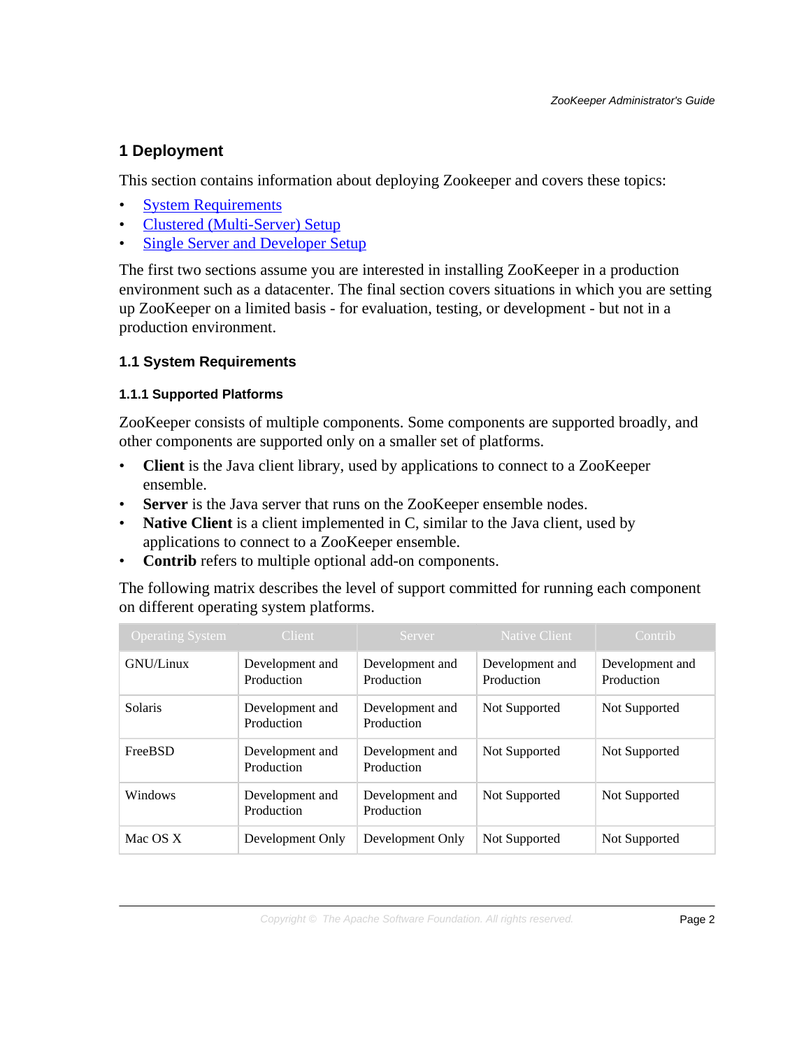# 1 Deployment

This section contains information about deploying Zookeeper and covers these topics:

- System Requirements
- Clustered (Multi-Server) Setup
- Single Server and Developer Setup

The first two sections assume you are interested in installing ZooKeeper in a production environment such as a datacenter. The final section covers situations in which you are setting up ZooKeeper on a limited basis - for evaluation, testing, or development - but not in a production environment.

## 1.1 System Requirements

### 1.1.1 Supported Platforms

ZooKeeper consists of multiple components. Some components are supported broadly, and other components are supported only on a smaller set of platforms.

- **Client** is the Java client library, used by applications to connect to a ZooKeeper ensemble.
- **Server** is the Java server that runs on the ZooKeeper ensemble nodes.
- **Native Client** is a client implemented in C, similar to the Java client, used by applications to connect to a ZooKeeper ensemble.
- **Contrib** refers to multiple optional add-on components.

The following matrix describes the level of support committed for running each component on different operating system platforms.

| Operating System | Client | Server | Native Client | Contrib |
| --- | --- | --- | --- | --- |
| GNU/Linux | Development and Production | Development and Production | Development and Production | Development and Production |
| Solaris | Development and Production | Development and Production | Not Supported | Not Supported |
| FreeBSD | Development and Production | Development and Production | Not Supported | Not Supported |
| Windows | Development and Production | Development and Production | Not Supported | Not Supported |
| Mac OS X | Development Only | Development Only | Not Supported | Not Supported |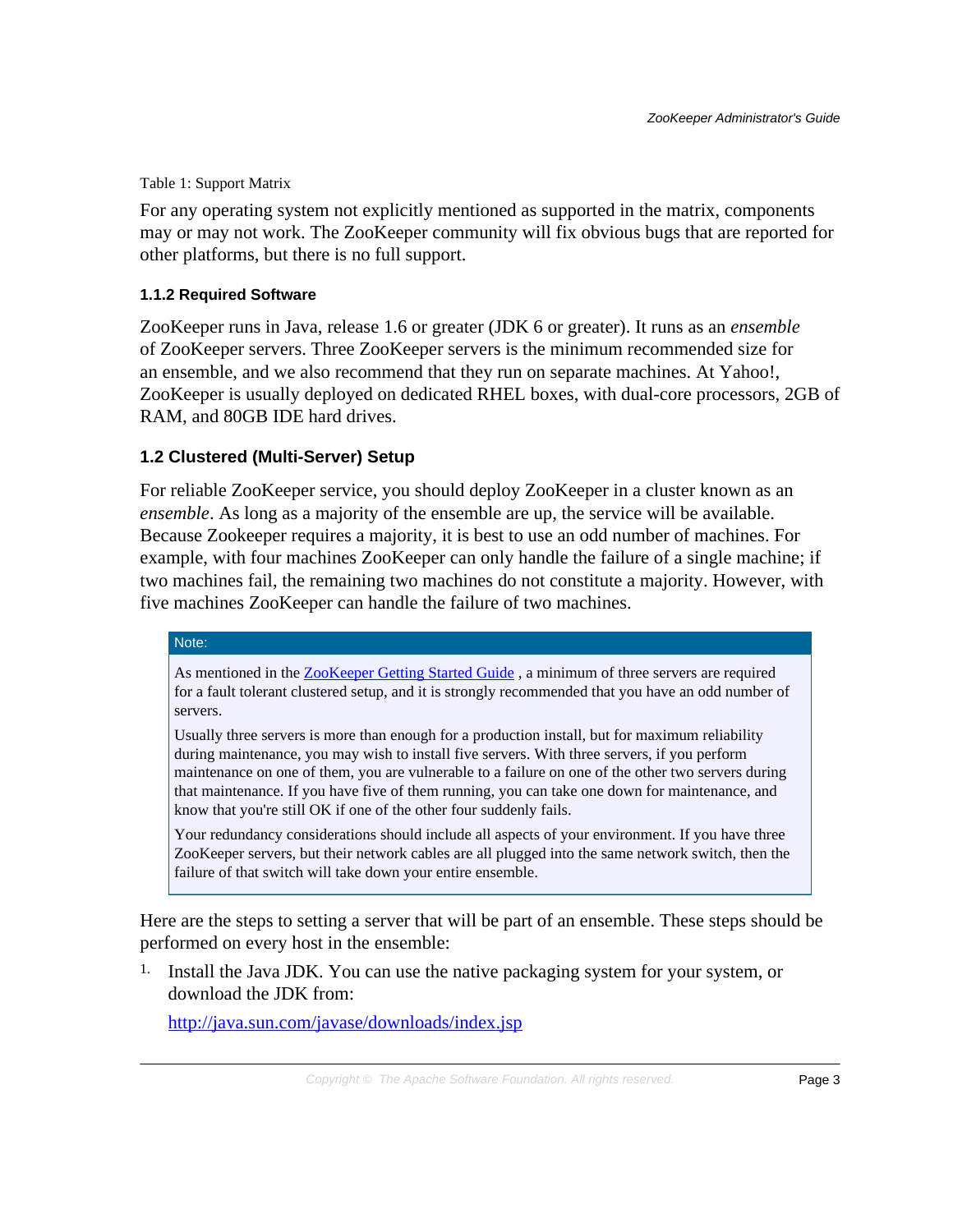Table 1: Support Matrix

For any operating system not explicitly mentioned as supported in the matrix, components may or may not work. The ZooKeeper community will fix obvious bugs that are reported for other platforms, but there is no full support.

#### 1.1.2 Required Software

ZooKeeper runs in Java, release 1.6 or greater (JDK 6 or greater). It runs as an *ensemble* of ZooKeeper servers. Three ZooKeeper servers is the minimum recommended size for an ensemble, and we also recommend that they run on separate machines. At Yahoo!, ZooKeeper is usually deployed on dedicated RHEL boxes, with dual-core processors, 2GB of RAM, and 80GB IDE hard drives.

### 1.2 Clustered (Multi-Server) Setup

For reliable ZooKeeper service, you should deploy ZooKeeper in a cluster known as an *ensemble*. As long as a majority of the ensemble are up, the service will be available. Because Zookeeper requires a majority, it is best to use an odd number of machines. For example, with four machines ZooKeeper can only handle the failure of a single machine; if two machines fail, the remaining two machines do not constitute a majority. However, with five machines ZooKeeper can handle the failure of two machines.

> **Note:**
>
> As mentioned in the [ZooKeeper Getting Started Guide](), a minimum of three servers are required for a fault tolerant clustered setup, and it is strongly recommended that you have an odd number of servers.
>
> Usually three servers is more than enough for a production install, but for maximum reliability during maintenance, you may wish to install five servers. With three servers, if you perform maintenance on one of them, you are vulnerable to a failure on one of the other two servers during that maintenance. If you have five of them running, you can take one down for maintenance, and know that you're still OK if one of the other four suddenly fails.
>
> Your redundancy considerations should include all aspects of your environment. If you have three ZooKeeper servers, but their network cables are all plugged into the same network switch, then the failure of that switch will take down your entire ensemble.

Here are the steps to setting a server that will be part of an ensemble. These steps should be performed on every host in the ensemble:

1. Install the Java JDK. You can use the native packaging system for your system, or download the JDK from:

   [http://java.sun.com/javase/downloads/index.jsp](http://java.sun.com/javase/downloads/index.jsp)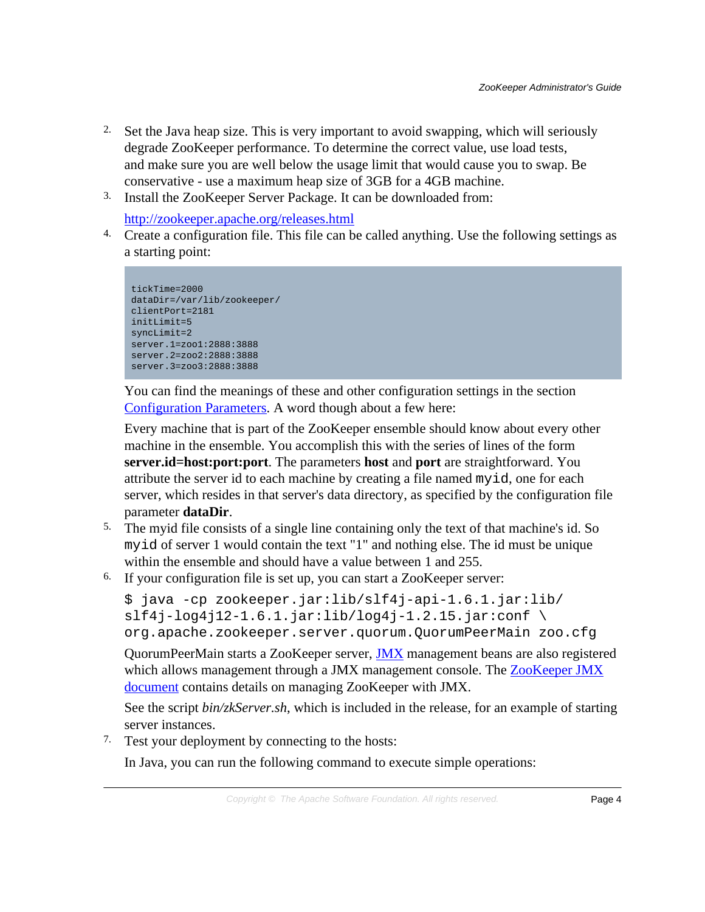2. Set the Java heap size. This is very important to avoid swapping, which will seriously degrade ZooKeeper performance. To determine the correct value, use load tests, and make sure you are well below the usage limit that would cause you to swap. Be conservative - use a maximum heap size of 3GB for a 4GB machine.
3. Install the ZooKeeper Server Package. It can be downloaded from:

   [http://zookeeper.apache.org/releases.html](http://zookeeper.apache.org/releases.html)
4. Create a configuration file. This file can be called anything. Use the following settings as a starting point:

   ```
   tickTime=2000
   dataDir=/var/lib/zookeeper/
   clientPort=2181
   initLimit=5
   syncLimit=2
   server.1=zoo1:2888:3888
   server.2=zoo2:2888:3888
   server.3=zoo3:2888:3888
   ```

   You can find the meanings of these and other configuration settings in the section Configuration Parameters. A word though about a few here:

   Every machine that is part of the ZooKeeper ensemble should know about every other machine in the ensemble. You accomplish this with the series of lines of the form **server.id=host:port:port**. The parameters **host** and **port** are straightforward. You attribute the server id to each machine by creating a file named `myid`, one for each server, which resides in that server's data directory, as specified by the configuration file parameter **dataDir**.
5. The myid file consists of a single line containing only the text of that machine's id. So `myid` of server 1 would contain the text "1" and nothing else. The id must be unique within the ensemble and should have a value between 1 and 255.
6. If your configuration file is set up, you can start a ZooKeeper server:

   ```
   $ java -cp zookeeper.jar:lib/slf4j-api-1.6.1.jar:lib/
   slf4j-log4j12-1.6.1.jar:lib/log4j-1.2.15.jar:conf \
   org.apache.zookeeper.server.quorum.QuorumPeerMain zoo.cfg
   ```

   QuorumPeerMain starts a ZooKeeper server, JMX management beans are also registered which allows management through a JMX management console. The ZooKeeper JMX document contains details on managing ZooKeeper with JMX.

   See the script *bin/zkServer.sh*, which is included in the release, for an example of starting server instances.
7. Test your deployment by connecting to the hosts:

   In Java, you can run the following command to execute simple operations: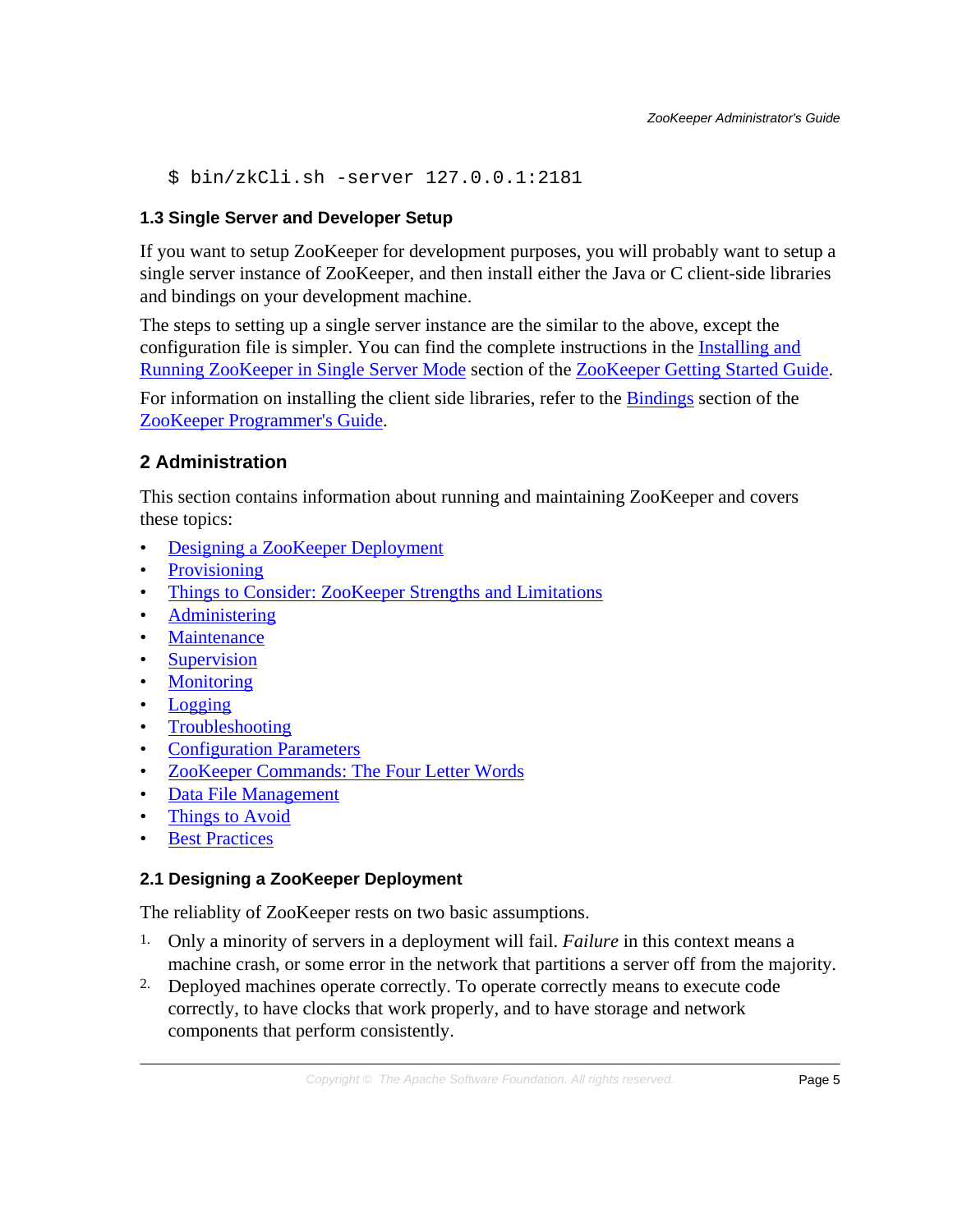```
$ bin/zkCli.sh -server 127.0.0.1:2181
```

### 1.3 Single Server and Developer Setup

If you want to setup ZooKeeper for development purposes, you will probably want to setup a single server instance of ZooKeeper, and then install either the Java or C client-side libraries and bindings on your development machine.

The steps to setting up a single server instance are the similar to the above, except the configuration file is simpler. You can find the complete instructions in the Installing and Running ZooKeeper in Single Server Mode section of the ZooKeeper Getting Started Guide.

For information on installing the client side libraries, refer to the Bindings section of the ZooKeeper Programmer's Guide.

## 2 Administration

This section contains information about running and maintaining ZooKeeper and covers these topics:

- Designing a ZooKeeper Deployment
- Provisioning
- Things to Consider: ZooKeeper Strengths and Limitations
- Administering
- Maintenance
- Supervision
- Monitoring
- Logging
- Troubleshooting
- Configuration Parameters
- ZooKeeper Commands: The Four Letter Words
- Data File Management
- Things to Avoid
- Best Practices

### 2.1 Designing a ZooKeeper Deployment

The reliablity of ZooKeeper rests on two basic assumptions.

1. Only a minority of servers in a deployment will fail. *Failure* in this context means a machine crash, or some error in the network that partitions a server off from the majority.
2. Deployed machines operate correctly. To operate correctly means to execute code correctly, to have clocks that work properly, and to have storage and network components that perform consistently.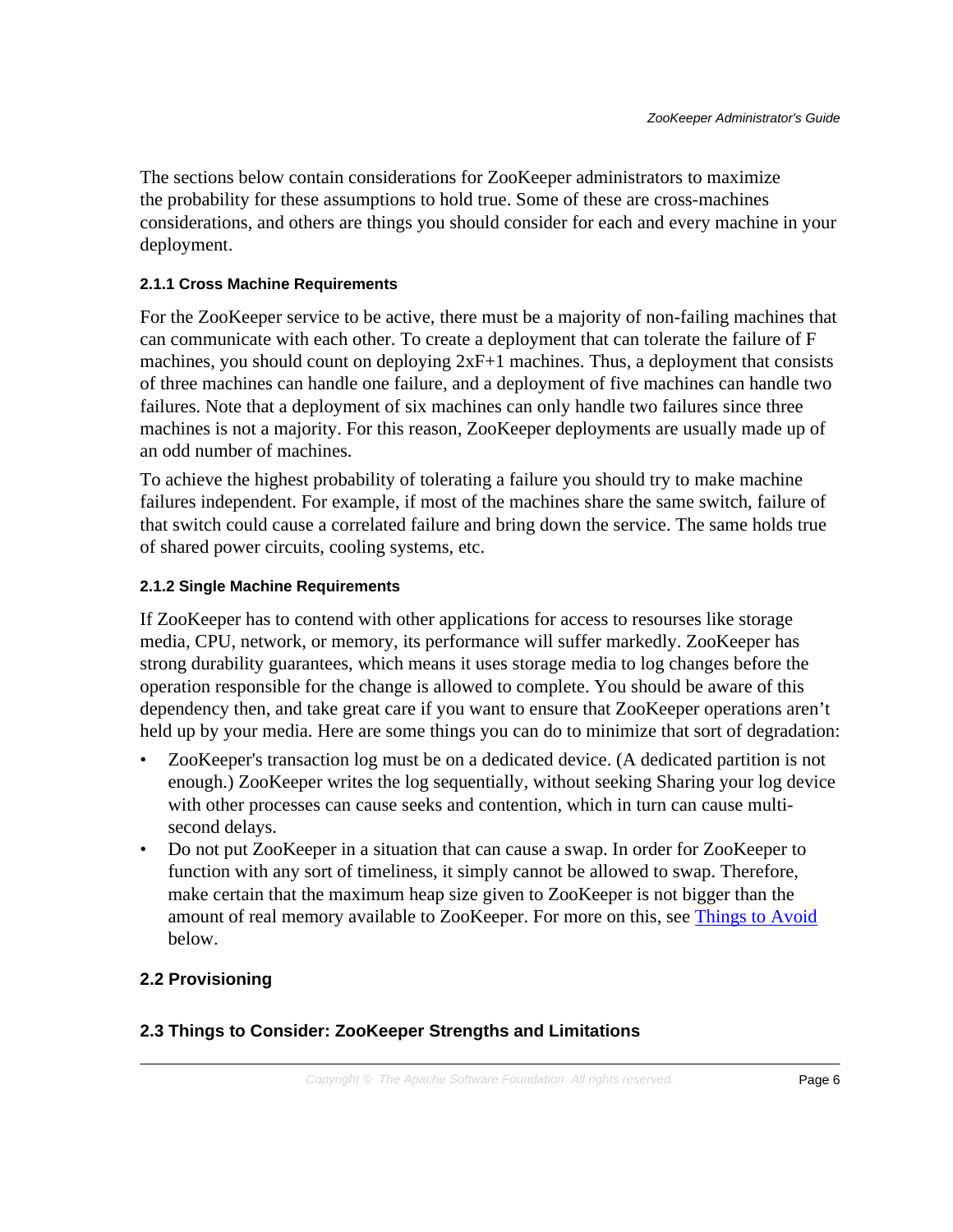The sections below contain considerations for ZooKeeper administrators to maximize the probability for these assumptions to hold true. Some of these are cross-machines considerations, and others are things you should consider for each and every machine in your deployment.

#### 2.1.1 Cross Machine Requirements

For the ZooKeeper service to be active, there must be a majority of non-failing machines that can communicate with each other. To create a deployment that can tolerate the failure of F machines, you should count on deploying 2xF+1 machines. Thus, a deployment that consists of three machines can handle one failure, and a deployment of five machines can handle two failures. Note that a deployment of six machines can only handle two failures since three machines is not a majority. For this reason, ZooKeeper deployments are usually made up of an odd number of machines.

To achieve the highest probability of tolerating a failure you should try to make machine failures independent. For example, if most of the machines share the same switch, failure of that switch could cause a correlated failure and bring down the service. The same holds true of shared power circuits, cooling systems, etc.

#### 2.1.2 Single Machine Requirements

If ZooKeeper has to contend with other applications for access to resourses like storage media, CPU, network, or memory, its performance will suffer markedly. ZooKeeper has strong durability guarantees, which means it uses storage media to log changes before the operation responsible for the change is allowed to complete. You should be aware of this dependency then, and take great care if you want to ensure that ZooKeeper operations aren't held up by your media. Here are some things you can do to minimize that sort of degradation:

- ZooKeeper's transaction log must be on a dedicated device. (A dedicated partition is not enough.) ZooKeeper writes the log sequentially, without seeking Sharing your log device with other processes can cause seeks and contention, which in turn can cause multi-second delays.
- Do not put ZooKeeper in a situation that can cause a swap. In order for ZooKeeper to function with any sort of timeliness, it simply cannot be allowed to swap. Therefore, make certain that the maximum heap size given to ZooKeeper is not bigger than the amount of real memory available to ZooKeeper. For more on this, see [Things to Avoid] below.

### 2.2 Provisioning

### 2.3 Things to Consider: ZooKeeper Strengths and Limitations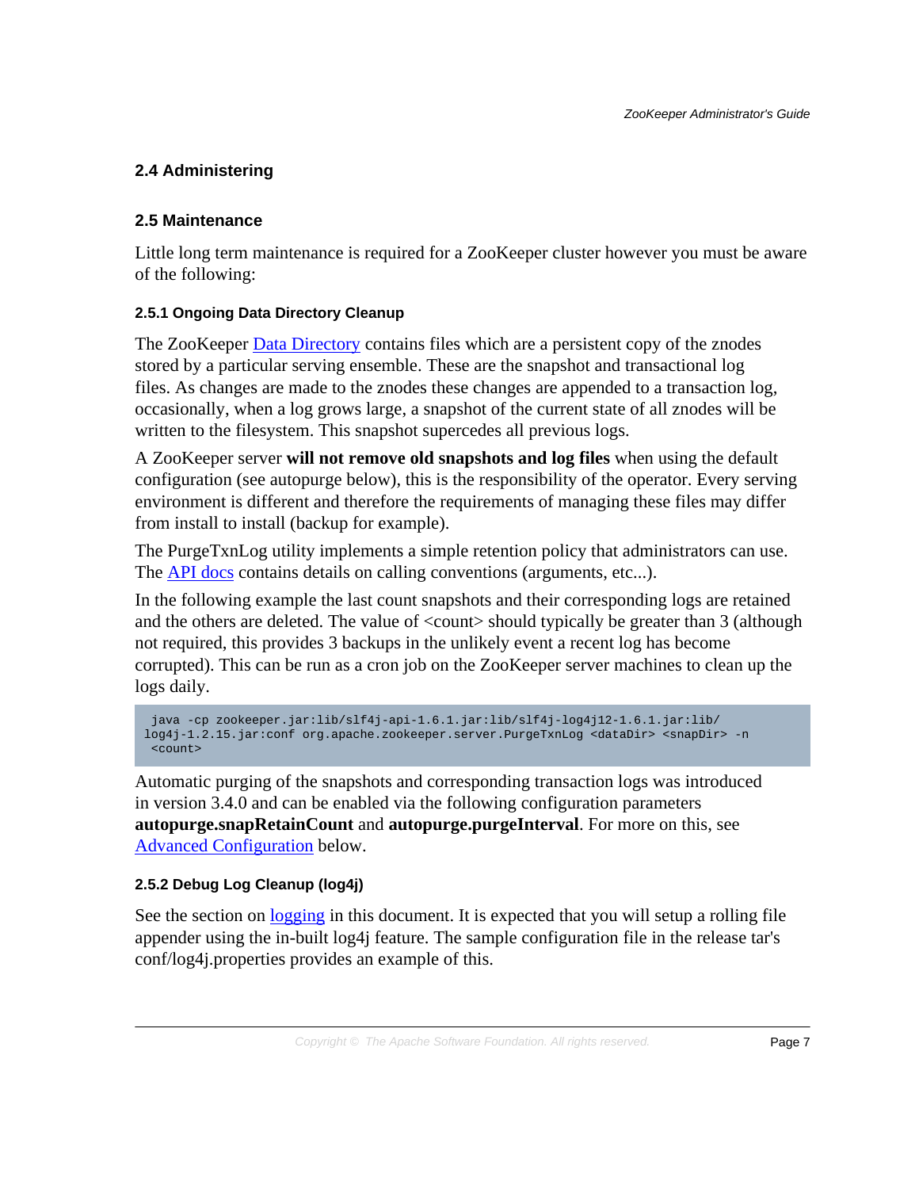### 2.4 Administering

### 2.5 Maintenance

Little long term maintenance is required for a ZooKeeper cluster however you must be aware of the following:

#### 2.5.1 Ongoing Data Directory Cleanup

The ZooKeeper Data Directory contains files which are a persistent copy of the znodes stored by a particular serving ensemble. These are the snapshot and transactional log files. As changes are made to the znodes these changes are appended to a transaction log, occasionally, when a log grows large, a snapshot of the current state of all znodes will be written to the filesystem. This snapshot supercedes all previous logs.

A ZooKeeper server **will not remove old snapshots and log files** when using the default configuration (see autopurge below), this is the responsibility of the operator. Every serving environment is different and therefore the requirements of managing these files may differ from install to install (backup for example).

The PurgeTxnLog utility implements a simple retention policy that administrators can use. The API docs contains details on calling conventions (arguments, etc...).

In the following example the last count snapshots and their corresponding logs are retained and the others are deleted. The value of <count> should typically be greater than 3 (although not required, this provides 3 backups in the unlikely event a recent log has become corrupted). This can be run as a cron job on the ZooKeeper server machines to clean up the logs daily.

```
 java -cp zookeeper.jar:lib/slf4j-api-1.6.1.jar:lib/slf4j-log4j12-1.6.1.jar:lib/
log4j-1.2.15.jar:conf org.apache.zookeeper.server.PurgeTxnLog <dataDir> <snapDir> -n
 <count>
```

Automatic purging of the snapshots and corresponding transaction logs was introduced in version 3.4.0 and can be enabled via the following configuration parameters **autopurge.snapRetainCount** and **autopurge.purgeInterval**. For more on this, see Advanced Configuration below.

#### 2.5.2 Debug Log Cleanup (log4j)

See the section on logging in this document. It is expected that you will setup a rolling file appender using the in-built log4j feature. The sample configuration file in the release tar's conf/log4j.properties provides an example of this.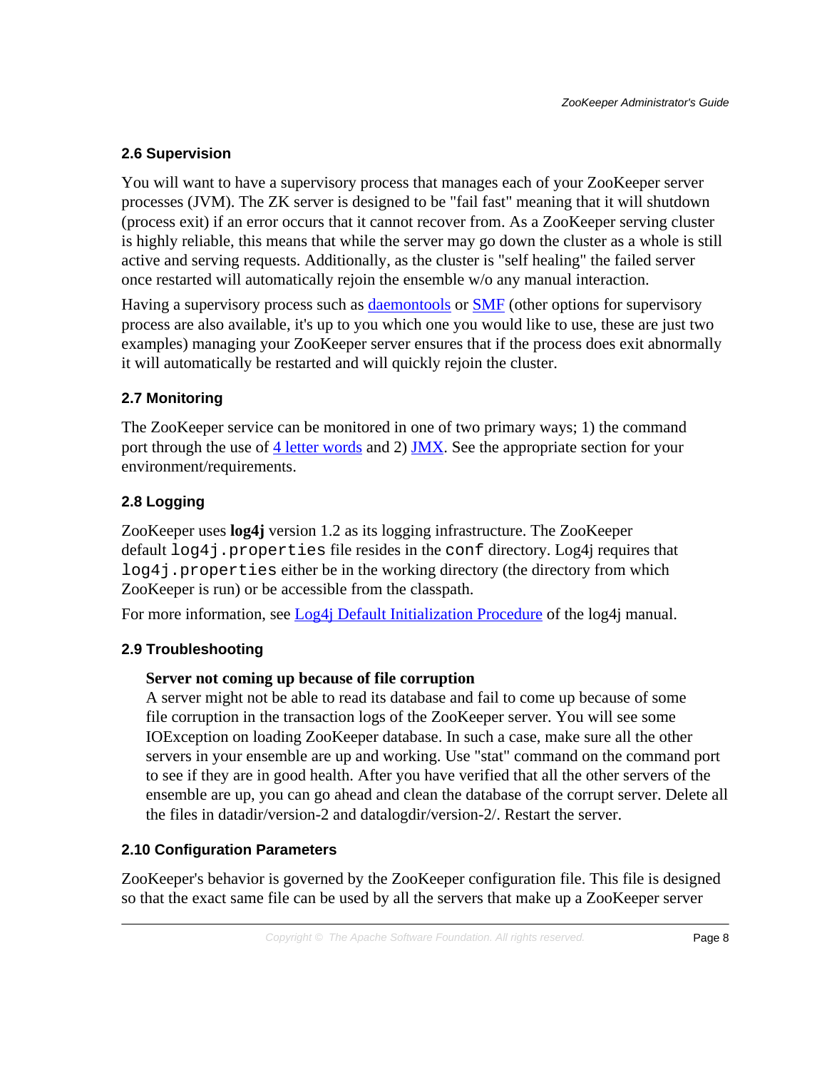### 2.6 Supervision

You will want to have a supervisory process that manages each of your ZooKeeper server processes (JVM). The ZK server is designed to be "fail fast" meaning that it will shutdown (process exit) if an error occurs that it cannot recover from. As a ZooKeeper serving cluster is highly reliable, this means that while the server may go down the cluster as a whole is still active and serving requests. Additionally, as the cluster is "self healing" the failed server once restarted will automatically rejoin the ensemble w/o any manual interaction.

Having a supervisory process such as daemontools or SMF (other options for supervisory process are also available, it's up to you which one you would like to use, these are just two examples) managing your ZooKeeper server ensures that if the process does exit abnormally it will automatically be restarted and will quickly rejoin the cluster.

### 2.7 Monitoring

The ZooKeeper service can be monitored in one of two primary ways; 1) the command port through the use of 4 letter words and 2) JMX. See the appropriate section for your environment/requirements.

### 2.8 Logging

ZooKeeper uses **log4j** version 1.2 as its logging infrastructure. The ZooKeeper default `log4j.properties` file resides in the `conf` directory. Log4j requires that `log4j.properties` either be in the working directory (the directory from which ZooKeeper is run) or be accessible from the classpath.

For more information, see Log4j Default Initialization Procedure of the log4j manual.

### 2.9 Troubleshooting

**Server not coming up because of file corruption**
A server might not be able to read its database and fail to come up because of some file corruption in the transaction logs of the ZooKeeper server. You will see some IOException on loading ZooKeeper database. In such a case, make sure all the other servers in your ensemble are up and working. Use "stat" command on the command port to see if they are in good health. After you have verified that all the other servers of the ensemble are up, you can go ahead and clean the database of the corrupt server. Delete all the files in datadir/version-2 and datalogdir/version-2/. Restart the server.

### 2.10 Configuration Parameters

ZooKeeper's behavior is governed by the ZooKeeper configuration file. This file is designed so that the exact same file can be used by all the servers that make up a ZooKeeper server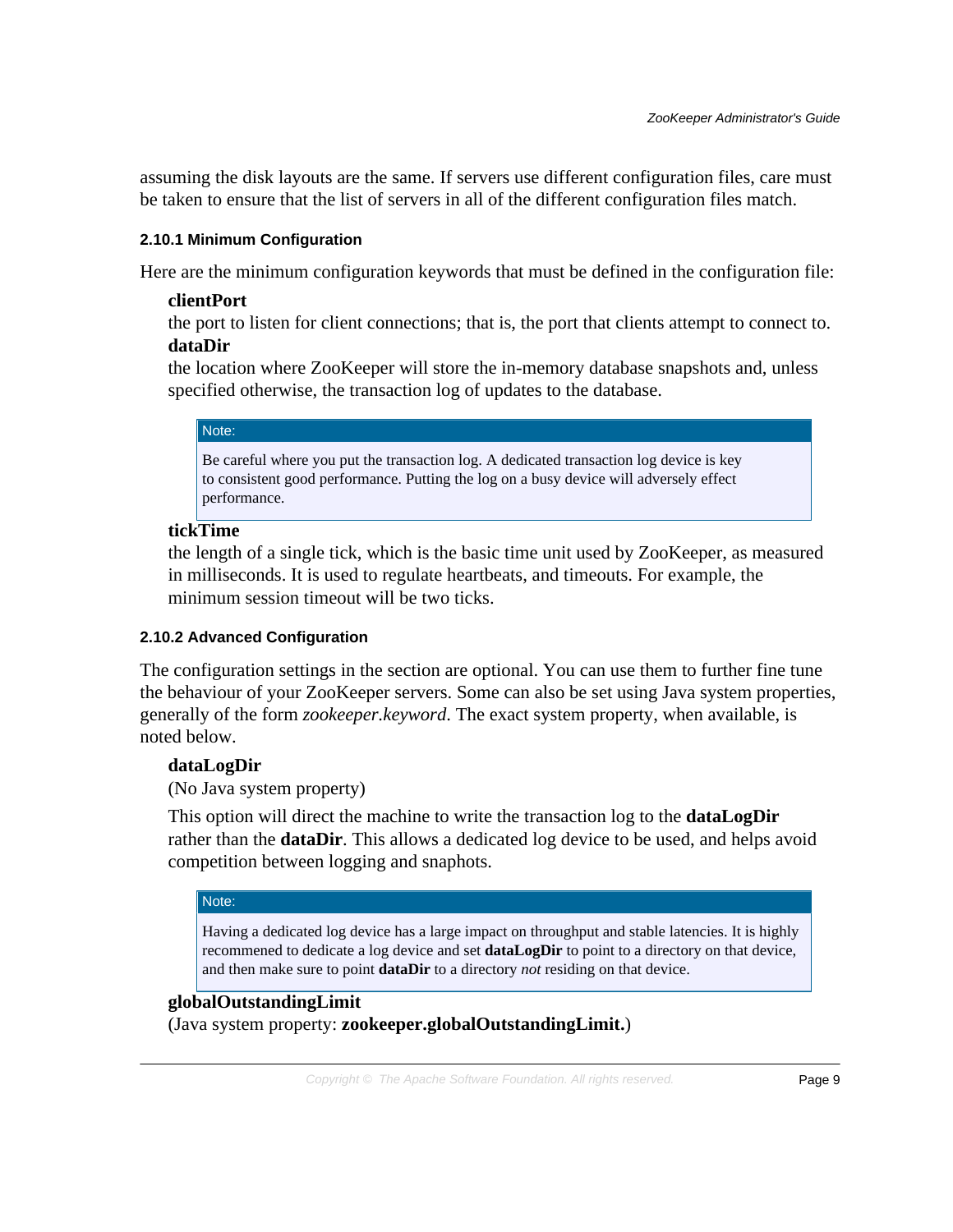assuming the disk layouts are the same. If servers use different configuration files, care must be taken to ensure that the list of servers in all of the different configuration files match.

#### 2.10.1 Minimum Configuration

Here are the minimum configuration keywords that must be defined in the configuration file:

**clientPort**
the port to listen for client connections; that is, the port that clients attempt to connect to.

**dataDir**
the location where ZooKeeper will store the in-memory database snapshots and, unless specified otherwise, the transaction log of updates to the database.

> **Note:**
>
> Be careful where you put the transaction log. A dedicated transaction log device is key to consistent good performance. Putting the log on a busy device will adversely effect performance.

**tickTime**
the length of a single tick, which is the basic time unit used by ZooKeeper, as measured in milliseconds. It is used to regulate heartbeats, and timeouts. For example, the minimum session timeout will be two ticks.

#### 2.10.2 Advanced Configuration

The configuration settings in the section are optional. You can use them to further fine tune the behaviour of your ZooKeeper servers. Some can also be set using Java system properties, generally of the form *zookeeper.keyword*. The exact system property, when available, is noted below.

**dataLogDir**
(No Java system property)

This option will direct the machine to write the transaction log to the **dataLogDir** rather than the **dataDir**. This allows a dedicated log device to be used, and helps avoid competition between logging and snaphots.

> **Note:**
>
> Having a dedicated log device has a large impact on throughput and stable latencies. It is highly recommened to dedicate a log device and set **dataLogDir** to point to a directory on that device, and then make sure to point **dataDir** to a directory *not* residing on that device.

**globalOutstandingLimit**
(Java system property: **zookeeper.globalOutstandingLimit.**)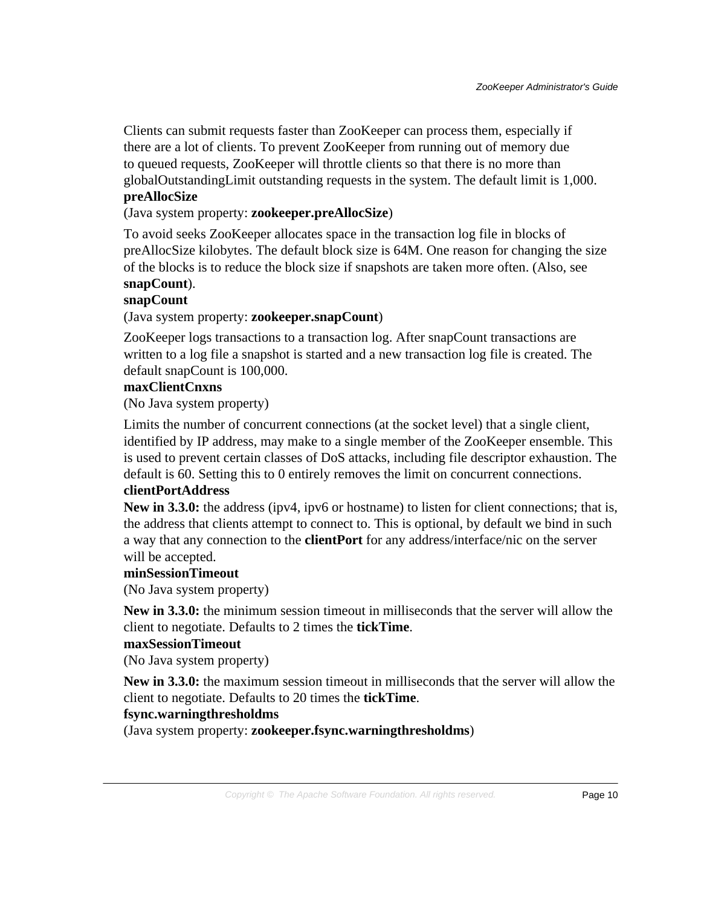Clients can submit requests faster than ZooKeeper can process them, especially if there are a lot of clients. To prevent ZooKeeper from running out of memory due to queued requests, ZooKeeper will throttle clients so that there is no more than globalOutstandingLimit outstanding requests in the system. The default limit is 1,000.

**preAllocSize**

(Java system property: **zookeeper.preAllocSize**)

To avoid seeks ZooKeeper allocates space in the transaction log file in blocks of preAllocSize kilobytes. The default block size is 64M. One reason for changing the size of the blocks is to reduce the block size if snapshots are taken more often. (Also, see **snapCount**).

**snapCount**

(Java system property: **zookeeper.snapCount**)

ZooKeeper logs transactions to a transaction log. After snapCount transactions are written to a log file a snapshot is started and a new transaction log file is created. The default snapCount is 100,000.

**maxClientCnxns**

(No Java system property)

Limits the number of concurrent connections (at the socket level) that a single client, identified by IP address, may make to a single member of the ZooKeeper ensemble. This is used to prevent certain classes of DoS attacks, including file descriptor exhaustion. The default is 60. Setting this to 0 entirely removes the limit on concurrent connections.

**clientPortAddress**

**New in 3.3.0:** the address (ipv4, ipv6 or hostname) to listen for client connections; that is, the address that clients attempt to connect to. This is optional, by default we bind in such a way that any connection to the **clientPort** for any address/interface/nic on the server will be accepted.

**minSessionTimeout**

(No Java system property)

**New in 3.3.0:** the minimum session timeout in milliseconds that the server will allow the client to negotiate. Defaults to 2 times the **tickTime**.

**maxSessionTimeout**

(No Java system property)

**New in 3.3.0:** the maximum session timeout in milliseconds that the server will allow the client to negotiate. Defaults to 20 times the **tickTime**.

**fsync.warningthresholdms**

(Java system property: **zookeeper.fsync.warningthresholdms**)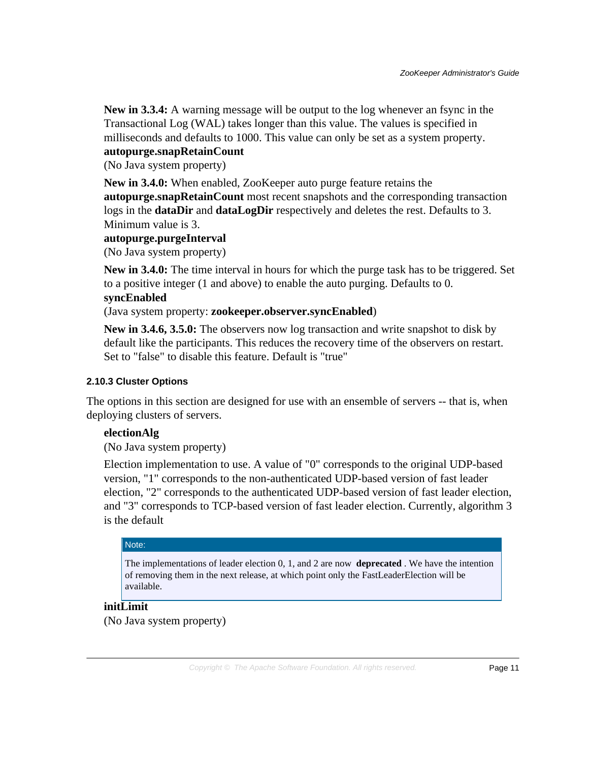**New in 3.3.4:** A warning message will be output to the log whenever an fsync in the Transactional Log (WAL) takes longer than this value. The values is specified in milliseconds and defaults to 1000. This value can only be set as a system property.

**autopurge.snapRetainCount**

(No Java system property)

**New in 3.4.0:** When enabled, ZooKeeper auto purge feature retains the **autopurge.snapRetainCount** most recent snapshots and the corresponding transaction logs in the **dataDir** and **dataLogDir** respectively and deletes the rest. Defaults to 3. Minimum value is 3.

**autopurge.purgeInterval**

(No Java system property)

**New in 3.4.0:** The time interval in hours for which the purge task has to be triggered. Set to a positive integer (1 and above) to enable the auto purging. Defaults to 0.

**syncEnabled**

(Java system property: **zookeeper.observer.syncEnabled**)

**New in 3.4.6, 3.5.0:** The observers now log transaction and write snapshot to disk by default like the participants. This reduces the recovery time of the observers on restart. Set to "false" to disable this feature. Default is "true"

### 2.10.3 Cluster Options

The options in this section are designed for use with an ensemble of servers -- that is, when deploying clusters of servers.

**electionAlg**

(No Java system property)

Election implementation to use. A value of "0" corresponds to the original UDP-based version, "1" corresponds to the non-authenticated UDP-based version of fast leader election, "2" corresponds to the authenticated UDP-based version of fast leader election, and "3" corresponds to TCP-based version of fast leader election. Currently, algorithm 3 is the default

> Note:
>
> The implementations of leader election 0, 1, and 2 are now **deprecated** . We have the intention of removing them in the next release, at which point only the FastLeaderElection will be available.

**initLimit**

(No Java system property)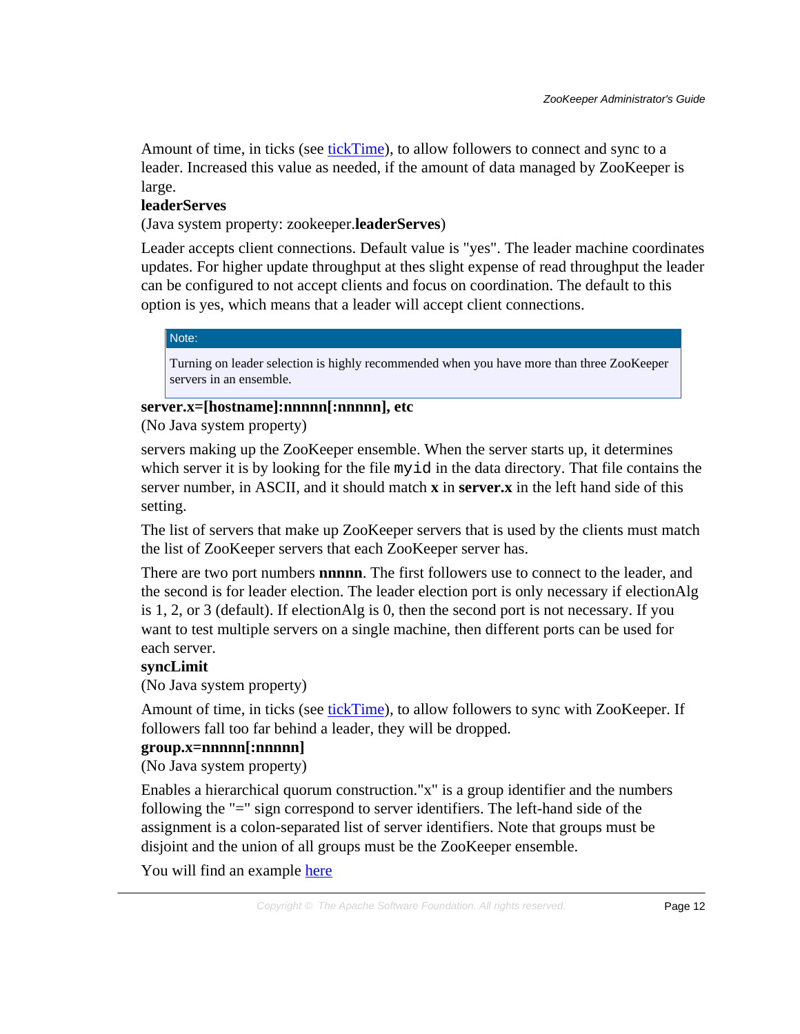Amount of time, in ticks (see [tickTime](#)), to allow followers to connect and sync to a leader. Increased this value as needed, if the amount of data managed by ZooKeeper is large.

**leaderServes**

(Java system property: zookeeper.**leaderServes**)

Leader accepts client connections. Default value is "yes". The leader machine coordinates updates. For higher update throughput at thes slight expense of read throughput the leader can be configured to not accept clients and focus on coordination. The default to this option is yes, which means that a leader will accept client connections.

> **Note:**
>
> Turning on leader selection is highly recommended when you have more than three ZooKeeper servers in an ensemble.

**server.x=[hostname]:nnnnn[:nnnnn], etc**

(No Java system property)

servers making up the ZooKeeper ensemble. When the server starts up, it determines which server it is by looking for the file `myid` in the data directory. That file contains the server number, in ASCII, and it should match **x** in **server.x** in the left hand side of this setting.

The list of servers that make up ZooKeeper servers that is used by the clients must match the list of ZooKeeper servers that each ZooKeeper server has.

There are two port numbers **nnnnn**. The first followers use to connect to the leader, and the second is for leader election. The leader election port is only necessary if electionAlg is 1, 2, or 3 (default). If electionAlg is 0, then the second port is not necessary. If you want to test multiple servers on a single machine, then different ports can be used for each server.

**syncLimit**

(No Java system property)

Amount of time, in ticks (see [tickTime](#)), to allow followers to sync with ZooKeeper. If followers fall too far behind a leader, they will be dropped.

**group.x=nnnnn[:nnnnn]**

(No Java system property)

Enables a hierarchical quorum construction."x" is a group identifier and the numbers following the "=" sign correspond to server identifiers. The left-hand side of the assignment is a colon-separated list of server identifiers. Note that groups must be disjoint and the union of all groups must be the ZooKeeper ensemble.

You will find an example [here](#)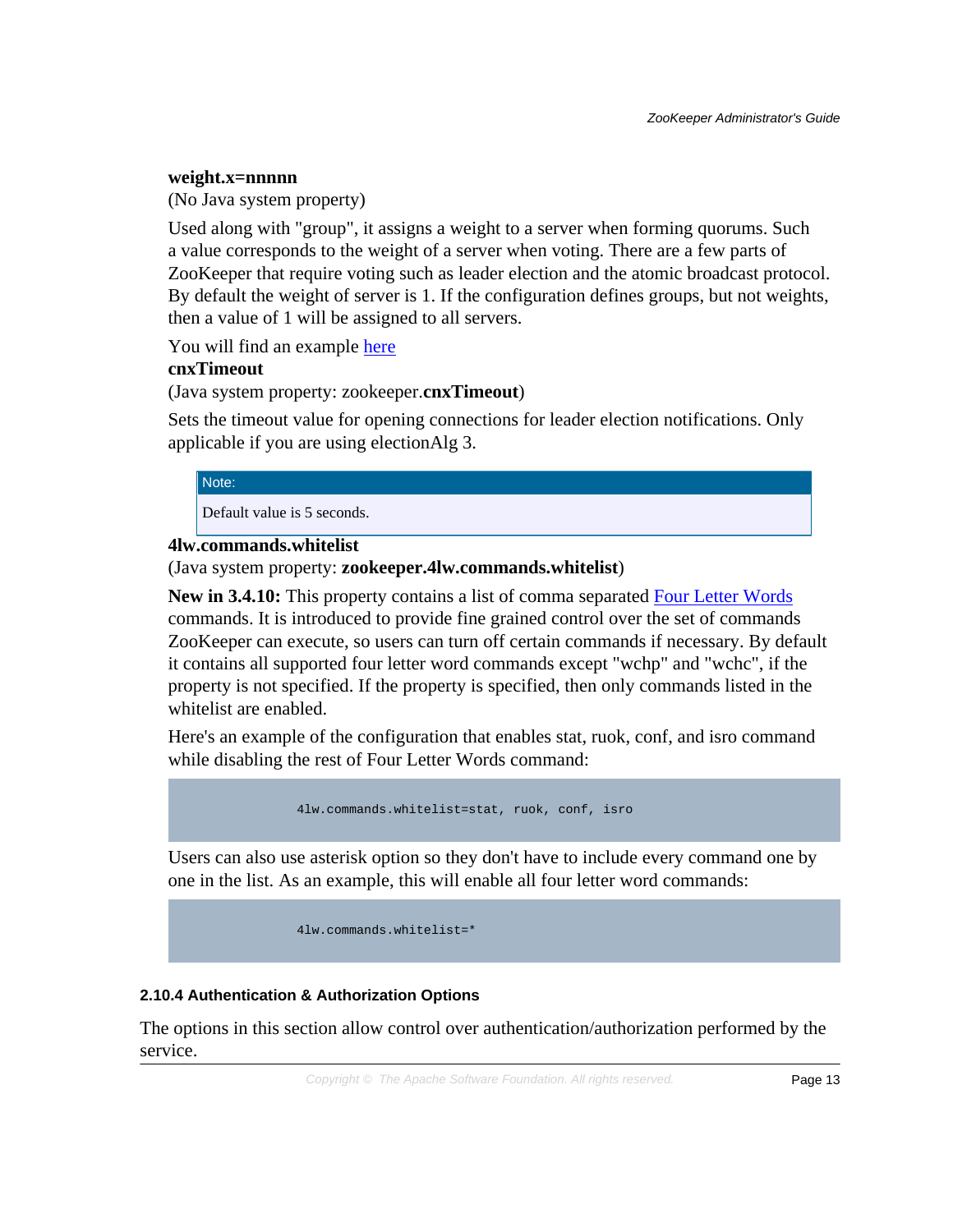**weight.x=nnnnn**

(No Java system property)

Used along with "group", it assigns a weight to a server when forming quorums. Such a value corresponds to the weight of a server when voting. There are a few parts of ZooKeeper that require voting such as leader election and the atomic broadcast protocol. By default the weight of server is 1. If the configuration defines groups, but not weights, then a value of 1 will be assigned to all servers.

You will find an example [here](#)

**cnxTimeout**

(Java system property: zookeeper.**cnxTimeout**)

Sets the timeout value for opening connections for leader election notifications. Only applicable if you are using electionAlg 3.

> **Note:**
>
> Default value is 5 seconds.

**4lw.commands.whitelist**

(Java system property: **zookeeper.4lw.commands.whitelist**)

**New in 3.4.10:** This property contains a list of comma separated [Four Letter Words](#) commands. It is introduced to provide fine grained control over the set of commands ZooKeeper can execute, so users can turn off certain commands if necessary. By default it contains all supported four letter word commands except "wchp" and "wchc", if the property is not specified. If the property is specified, then only commands listed in the whitelist are enabled.

Here's an example of the configuration that enables stat, ruok, conf, and isro command while disabling the rest of Four Letter Words command:

```
4lw.commands.whitelist=stat, ruok, conf, isro
```

Users can also use asterisk option so they don't have to include every command one by one in the list. As an example, this will enable all four letter word commands:

```
4lw.commands.whitelist=*
```

#### 2.10.4 Authentication & Authorization Options

The options in this section allow control over authentication/authorization performed by the service.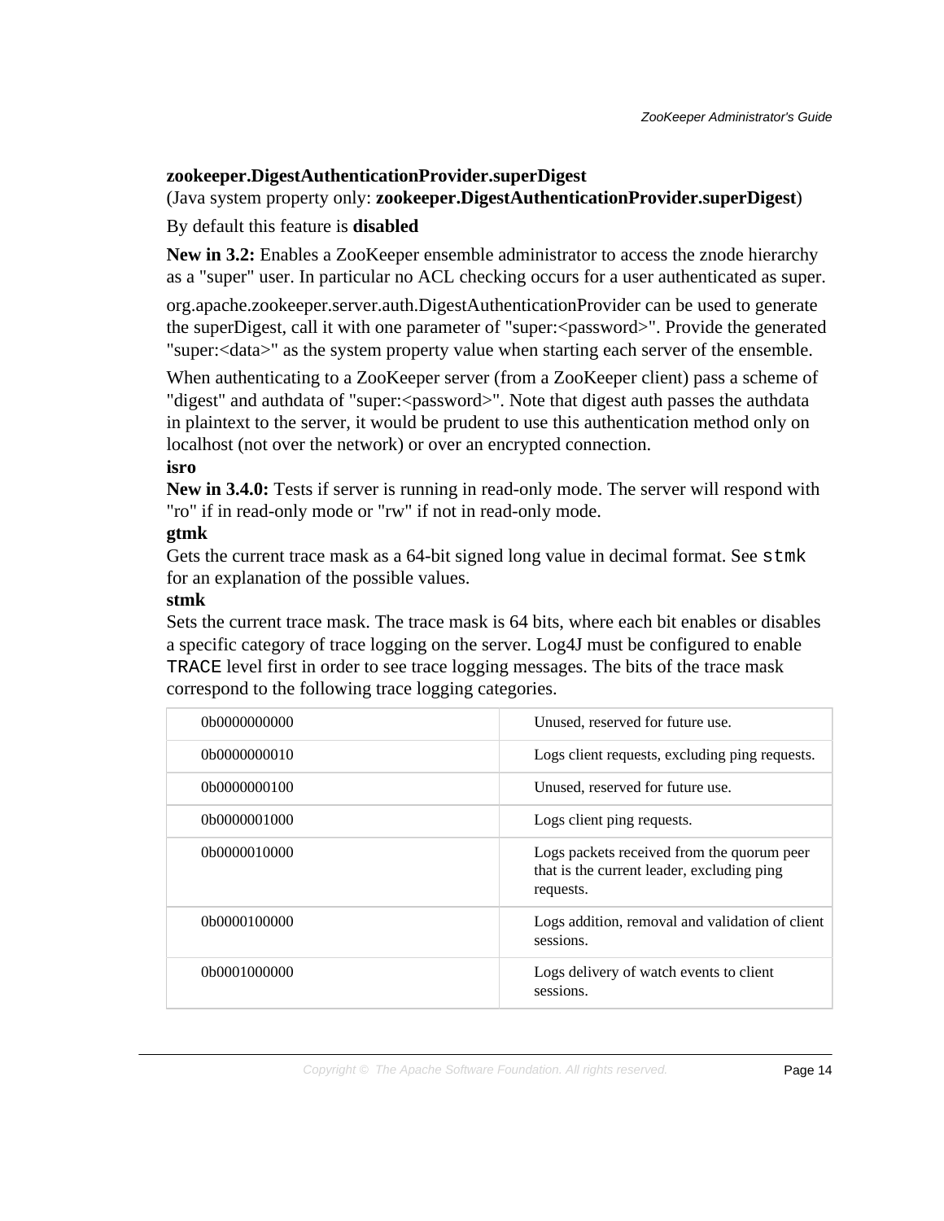**zookeeper.DigestAuthenticationProvider.superDigest**

(Java system property only: **zookeeper.DigestAuthenticationProvider.superDigest**)

By default this feature is **disabled**

**New in 3.2:** Enables a ZooKeeper ensemble administrator to access the znode hierarchy as a "super" user. In particular no ACL checking occurs for a user authenticated as super.

org.apache.zookeeper.server.auth.DigestAuthenticationProvider can be used to generate the superDigest, call it with one parameter of "super:<password>". Provide the generated "super:<data>" as the system property value when starting each server of the ensemble.

When authenticating to a ZooKeeper server (from a ZooKeeper client) pass a scheme of "digest" and authdata of "super:<password>". Note that digest auth passes the authdata in plaintext to the server, it would be prudent to use this authentication method only on localhost (not over the network) or over an encrypted connection.

**isro**

**New in 3.4.0:** Tests if server is running in read-only mode. The server will respond with "ro" if in read-only mode or "rw" if not in read-only mode.

**gtmk**

Gets the current trace mask as a 64-bit signed long value in decimal format. See `stmk` for an explanation of the possible values.

**stmk**

Sets the current trace mask. The trace mask is 64 bits, where each bit enables or disables a specific category of trace logging on the server. Log4J must be configured to enable `TRACE` level first in order to see trace logging messages. The bits of the trace mask correspond to the following trace logging categories.

| | |
|---|---|
| 0b0000000000 | Unused, reserved for future use. |
| 0b0000000010 | Logs client requests, excluding ping requests. |
| 0b0000000100 | Unused, reserved for future use. |
| 0b0000001000 | Logs client ping requests. |
| 0b0000010000 | Logs packets received from the quorum peer that is the current leader, excluding ping requests. |
| 0b0000100000 | Logs addition, removal and validation of client sessions. |
| 0b0001000000 | Logs delivery of watch events to client sessions. |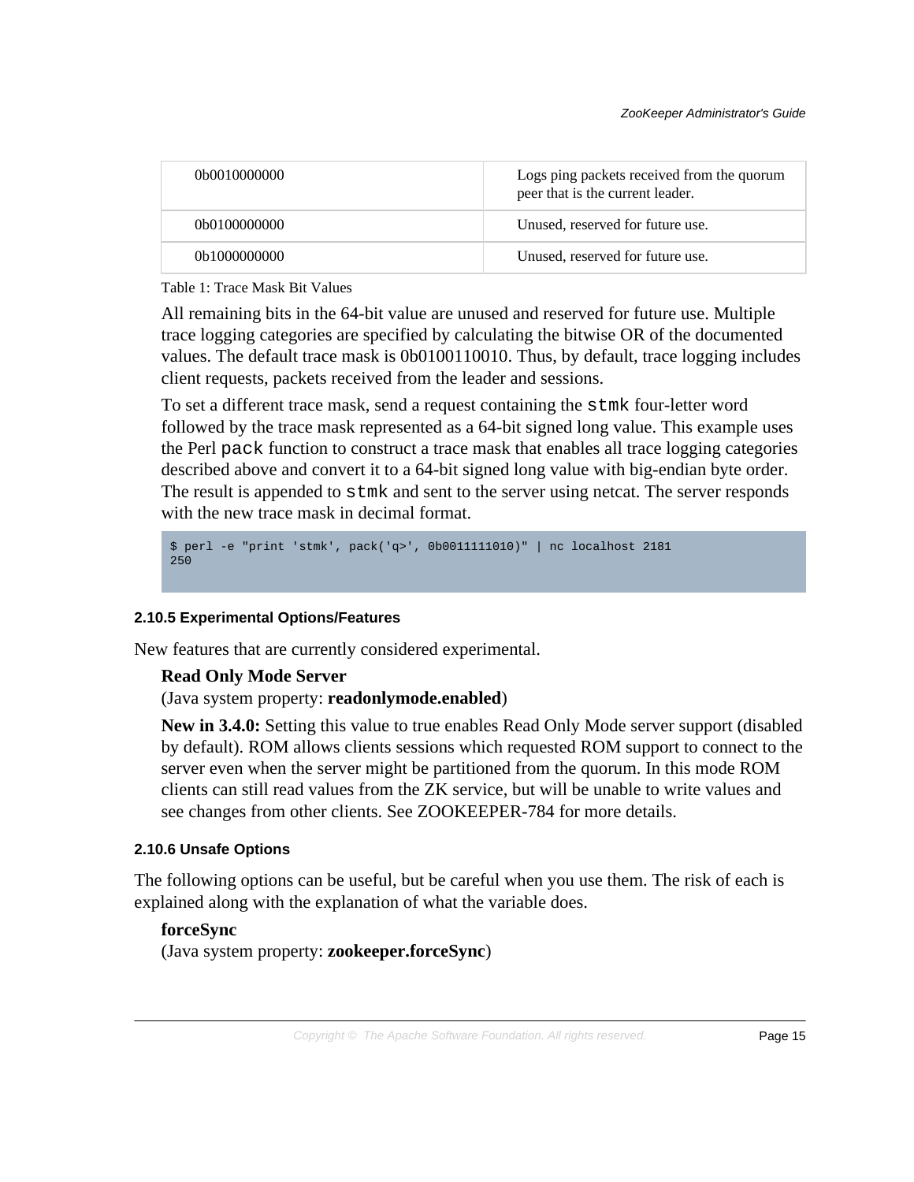| | |
|---|---|
| 0b0010000000 | Logs ping packets received from the quorum peer that is the current leader. |
| 0b0100000000 | Unused, reserved for future use. |
| 0b1000000000 | Unused, reserved for future use. |

Table 1: Trace Mask Bit Values

All remaining bits in the 64-bit value are unused and reserved for future use. Multiple trace logging categories are specified by calculating the bitwise OR of the documented values. The default trace mask is 0b0100110010. Thus, by default, trace logging includes client requests, packets received from the leader and sessions.

To set a different trace mask, send a request containing the `stmk` four-letter word followed by the trace mask represented as a 64-bit signed long value. This example uses the Perl `pack` function to construct a trace mask that enables all trace logging categories described above and convert it to a 64-bit signed long value with big-endian byte order. The result is appended to `stmk` and sent to the server using netcat. The server responds with the new trace mask in decimal format.

```
$ perl -e "print 'stmk', pack('q>', 0b0011111010)" | nc localhost 2181
250
```

#### 2.10.5 Experimental Options/Features

New features that are currently considered experimental.

**Read Only Mode Server**
(Java system property: **readonlymode.enabled**)

**New in 3.4.0:** Setting this value to true enables Read Only Mode server support (disabled by default). ROM allows clients sessions which requested ROM support to connect to the server even when the server might be partitioned from the quorum. In this mode ROM clients can still read values from the ZK service, but will be unable to write values and see changes from other clients. See ZOOKEEPER-784 for more details.

#### 2.10.6 Unsafe Options

The following options can be useful, but be careful when you use them. The risk of each is explained along with the explanation of what the variable does.

**forceSync**
(Java system property: **zookeeper.forceSync**)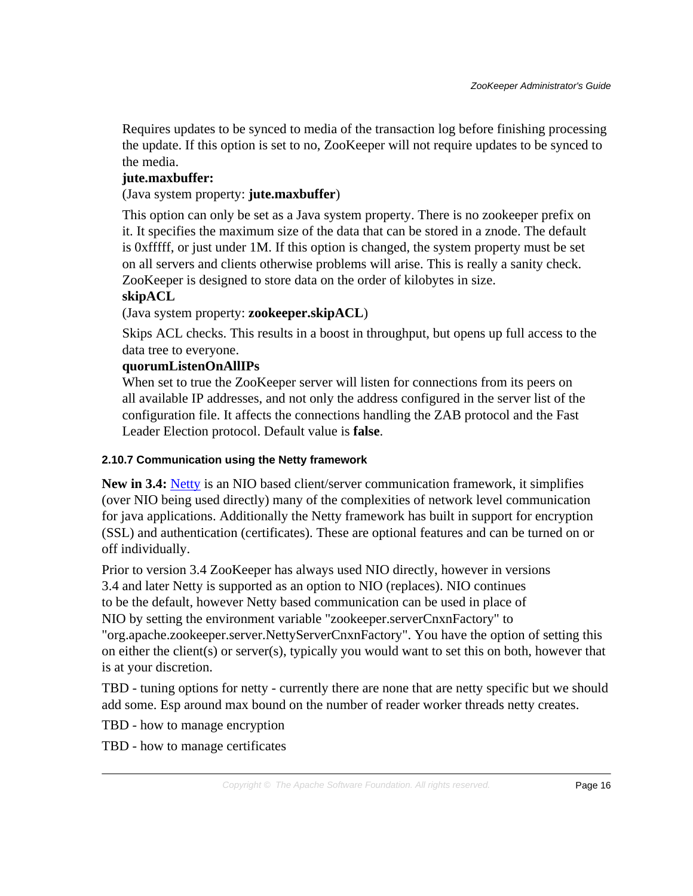Requires updates to be synced to media of the transaction log before finishing processing the update. If this option is set to no, ZooKeeper will not require updates to be synced to the media.

**jute.maxbuffer:**

(Java system property: **jute.maxbuffer**)

This option can only be set as a Java system property. There is no zookeeper prefix on it. It specifies the maximum size of the data that can be stored in a znode. The default is 0xfffff, or just under 1M. If this option is changed, the system property must be set on all servers and clients otherwise problems will arise. This is really a sanity check. ZooKeeper is designed to store data on the order of kilobytes in size.

**skipACL**

(Java system property: **zookeeper.skipACL**)

Skips ACL checks. This results in a boost in throughput, but opens up full access to the data tree to everyone.

**quorumListenOnAllIPs**

When set to true the ZooKeeper server will listen for connections from its peers on all available IP addresses, and not only the address configured in the server list of the configuration file. It affects the connections handling the ZAB protocol and the Fast Leader Election protocol. Default value is **false**.

#### 2.10.7 Communication using the Netty framework

**New in 3.4:** Netty is an NIO based client/server communication framework, it simplifies (over NIO being used directly) many of the complexities of network level communication for java applications. Additionally the Netty framework has built in support for encryption (SSL) and authentication (certificates). These are optional features and can be turned on or off individually.

Prior to version 3.4 ZooKeeper has always used NIO directly, however in versions 3.4 and later Netty is supported as an option to NIO (replaces). NIO continues to be the default, however Netty based communication can be used in place of NIO by setting the environment variable "zookeeper.serverCnxnFactory" to "org.apache.zookeeper.server.NettyServerCnxnFactory". You have the option of setting this on either the client(s) or server(s), typically you would want to set this on both, however that is at your discretion.

TBD - tuning options for netty - currently there are none that are netty specific but we should add some. Esp around max bound on the number of reader worker threads netty creates.

TBD - how to manage encryption

TBD - how to manage certificates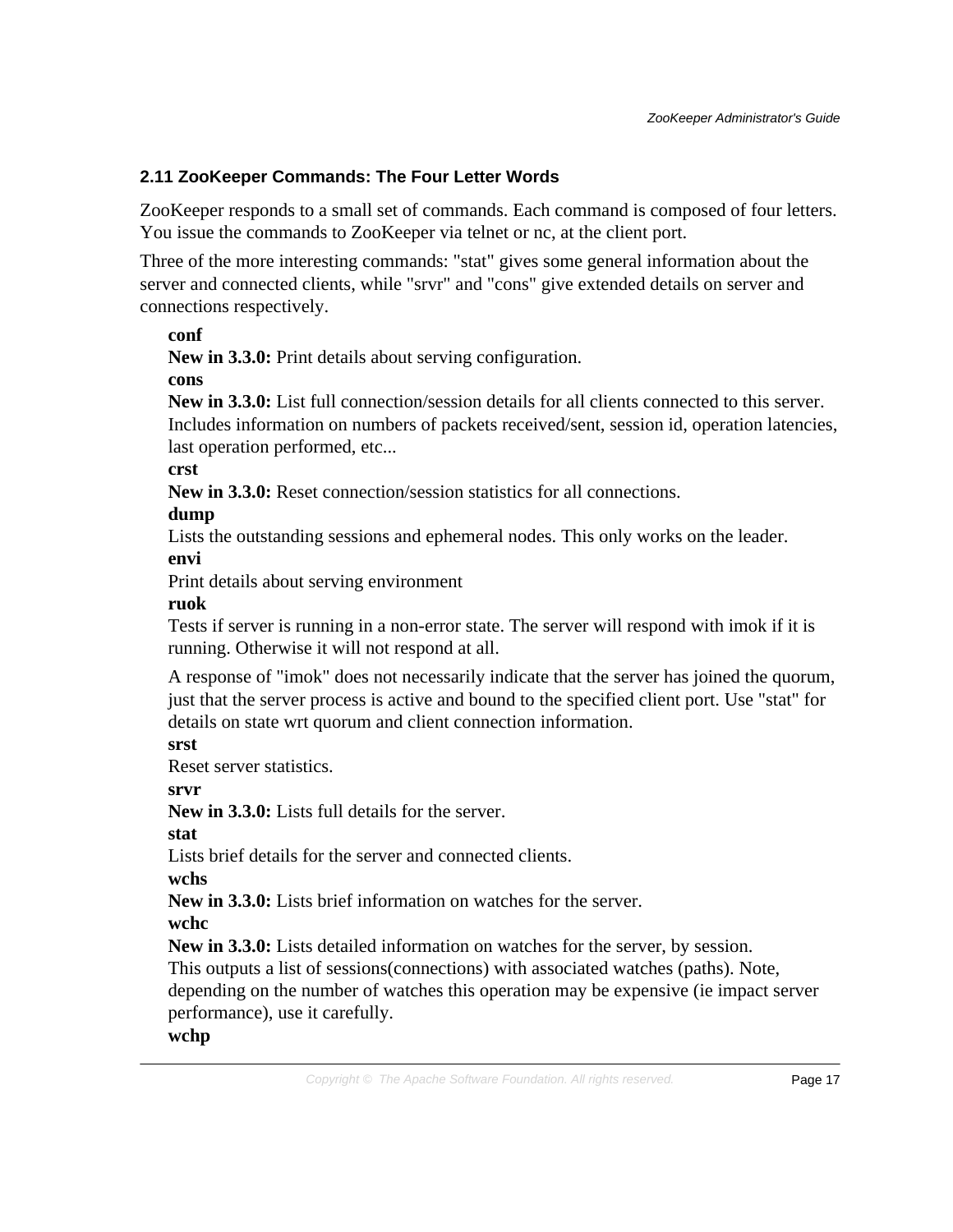### 2.11 ZooKeeper Commands: The Four Letter Words

ZooKeeper responds to a small set of commands. Each command is composed of four letters. You issue the commands to ZooKeeper via telnet or nc, at the client port.

Three of the more interesting commands: "stat" gives some general information about the server and connected clients, while "srvr" and "cons" give extended details on server and connections respectively.

**conf**
**New in 3.3.0:** Print details about serving configuration.

**cons**
**New in 3.3.0:** List full connection/session details for all clients connected to this server. Includes information on numbers of packets received/sent, session id, operation latencies, last operation performed, etc...

**crst**
**New in 3.3.0:** Reset connection/session statistics for all connections.

**dump**
Lists the outstanding sessions and ephemeral nodes. This only works on the leader.

**envi**
Print details about serving environment

**ruok**
Tests if server is running in a non-error state. The server will respond with imok if it is running. Otherwise it will not respond at all.

A response of "imok" does not necessarily indicate that the server has joined the quorum, just that the server process is active and bound to the specified client port. Use "stat" for details on state wrt quorum and client connection information.

**srst**
Reset server statistics.

**srvr**
**New in 3.3.0:** Lists full details for the server.

**stat**
Lists brief details for the server and connected clients.

**wchs**
**New in 3.3.0:** Lists brief information on watches for the server.

**wchc**
**New in 3.3.0:** Lists detailed information on watches for the server, by session. This outputs a list of sessions(connections) with associated watches (paths). Note, depending on the number of watches this operation may be expensive (ie impact server performance), use it carefully.

**wchp**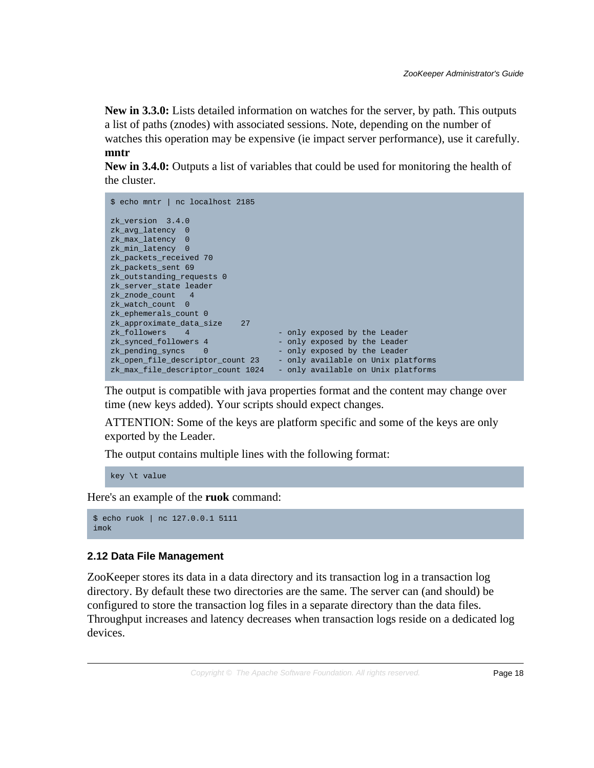**New in 3.3.0:** Lists detailed information on watches for the server, by path. This outputs a list of paths (znodes) with associated sessions. Note, depending on the number of watches this operation may be expensive (ie impact server performance), use it carefully.

**mntr**

**New in 3.4.0:** Outputs a list of variables that could be used for monitoring the health of the cluster.

```
$ echo mntr | nc localhost 2185

zk_version  3.4.0
zk_avg_latency  0
zk_max_latency  0
zk_min_latency  0
zk_packets_received 70
zk_packets_sent 69
zk_outstanding_requests 0
zk_server_state leader
zk_znode_count   4
zk_watch_count  0
zk_ephemerals_count 0
zk_approximate_data_size    27
zk_followers    4                   - only exposed by the Leader
zk_synced_followers 4               - only exposed by the Leader
zk_pending_syncs    0               - only exposed by the Leader
zk_open_file_descriptor_count 23    - only available on Unix platforms
zk_max_file_descriptor_count 1024   - only available on Unix platforms
```

The output is compatible with java properties format and the content may change over time (new keys added). Your scripts should expect changes.

ATTENTION: Some of the keys are platform specific and some of the keys are only exported by the Leader.

The output contains multiple lines with the following format:

```
key \t value
```

Here's an example of the **ruok** command:

```
$ echo ruok | nc 127.0.0.1 5111
imok
```

### 2.12 Data File Management

ZooKeeper stores its data in a data directory and its transaction log in a transaction log directory. By default these two directories are the same. The server can (and should) be configured to store the transaction log files in a separate directory than the data files. Throughput increases and latency decreases when transaction logs reside on a dedicated log devices.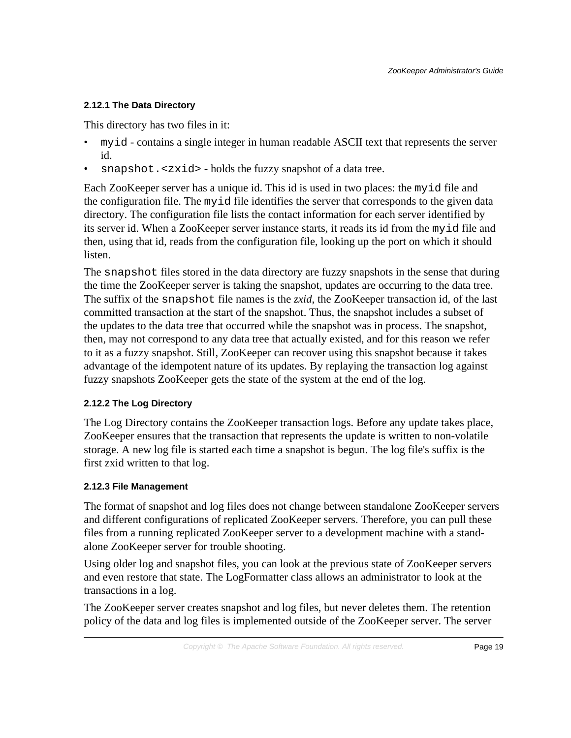#### 2.12.1 The Data Directory

This directory has two files in it:

- `myid` - contains a single integer in human readable ASCII text that represents the server id.
- `snapshot.<zxid>` - holds the fuzzy snapshot of a data tree.

Each ZooKeeper server has a unique id. This id is used in two places: the `myid` file and the configuration file. The `myid` file identifies the server that corresponds to the given data directory. The configuration file lists the contact information for each server identified by its server id. When a ZooKeeper server instance starts, it reads its id from the `myid` file and then, using that id, reads from the configuration file, looking up the port on which it should listen.

The `snapshot` files stored in the data directory are fuzzy snapshots in the sense that during the time the ZooKeeper server is taking the snapshot, updates are occurring to the data tree. The suffix of the `snapshot` file names is the *zxid*, the ZooKeeper transaction id, of the last committed transaction at the start of the snapshot. Thus, the snapshot includes a subset of the updates to the data tree that occurred while the snapshot was in process. The snapshot, then, may not correspond to any data tree that actually existed, and for this reason we refer to it as a fuzzy snapshot. Still, ZooKeeper can recover using this snapshot because it takes advantage of the idempotent nature of its updates. By replaying the transaction log against fuzzy snapshots ZooKeeper gets the state of the system at the end of the log.

#### 2.12.2 The Log Directory

The Log Directory contains the ZooKeeper transaction logs. Before any update takes place, ZooKeeper ensures that the transaction that represents the update is written to non-volatile storage. A new log file is started each time a snapshot is begun. The log file's suffix is the first zxid written to that log.

#### 2.12.3 File Management

The format of snapshot and log files does not change between standalone ZooKeeper servers and different configurations of replicated ZooKeeper servers. Therefore, you can pull these files from a running replicated ZooKeeper server to a development machine with a stand-alone ZooKeeper server for trouble shooting.

Using older log and snapshot files, you can look at the previous state of ZooKeeper servers and even restore that state. The LogFormatter class allows an administrator to look at the transactions in a log.

The ZooKeeper server creates snapshot and log files, but never deletes them. The retention policy of the data and log files is implemented outside of the ZooKeeper server. The server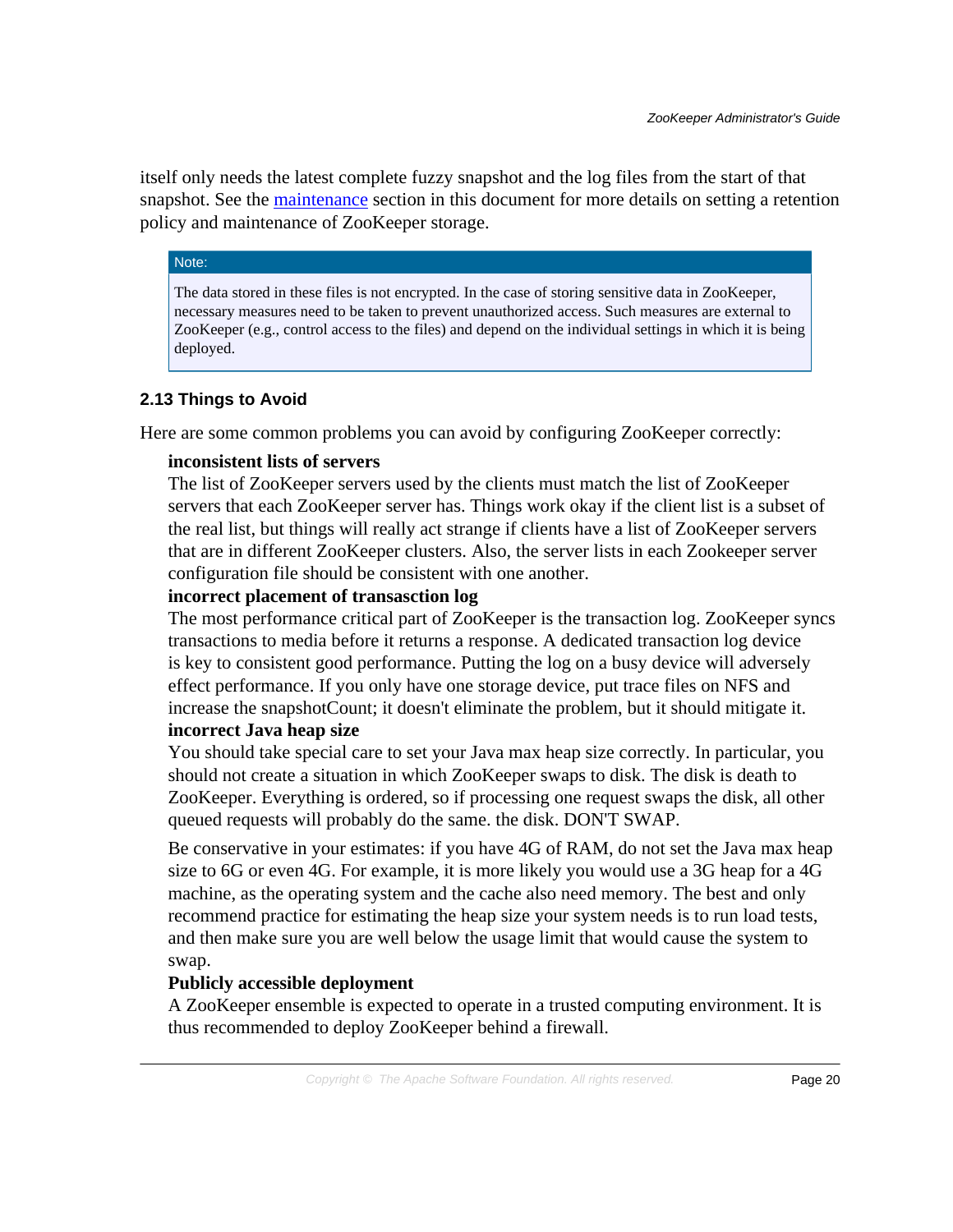itself only needs the latest complete fuzzy snapshot and the log files from the start of that snapshot. See the maintenance section in this document for more details on setting a retention policy and maintenance of ZooKeeper storage.

> **Note:**
>
> The data stored in these files is not encrypted. In the case of storing sensitive data in ZooKeeper, necessary measures need to be taken to prevent unauthorized access. Such measures are external to ZooKeeper (e.g., control access to the files) and depend on the individual settings in which it is being deployed.

### 2.13 Things to Avoid

Here are some common problems you can avoid by configuring ZooKeeper correctly:

**inconsistent lists of servers**
The list of ZooKeeper servers used by the clients must match the list of ZooKeeper servers that each ZooKeeper server has. Things work okay if the client list is a subset of the real list, but things will really act strange if clients have a list of ZooKeeper servers that are in different ZooKeeper clusters. Also, the server lists in each Zookeeper server configuration file should be consistent with one another.

**incorrect placement of transasction log**
The most performance critical part of ZooKeeper is the transaction log. ZooKeeper syncs transactions to media before it returns a response. A dedicated transaction log device is key to consistent good performance. Putting the log on a busy device will adversely effect performance. If you only have one storage device, put trace files on NFS and increase the snapshotCount; it doesn't eliminate the problem, but it should mitigate it.

**incorrect Java heap size**
You should take special care to set your Java max heap size correctly. In particular, you should not create a situation in which ZooKeeper swaps to disk. The disk is death to ZooKeeper. Everything is ordered, so if processing one request swaps the disk, all other queued requests will probably do the same. the disk. DON'T SWAP.

Be conservative in your estimates: if you have 4G of RAM, do not set the Java max heap size to 6G or even 4G. For example, it is more likely you would use a 3G heap for a 4G machine, as the operating system and the cache also need memory. The best and only recommend practice for estimating the heap size your system needs is to run load tests, and then make sure you are well below the usage limit that would cause the system to swap.

**Publicly accessible deployment**
A ZooKeeper ensemble is expected to operate in a trusted computing environment. It is thus recommended to deploy ZooKeeper behind a firewall.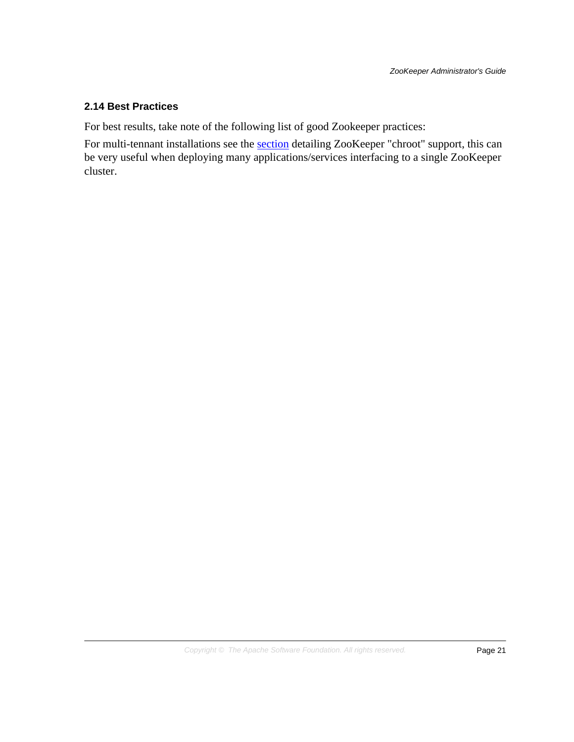### 2.14 Best Practices

For best results, take note of the following list of good Zookeeper practices:

For multi-tennant installations see the section detailing ZooKeeper "chroot" support, this can be very useful when deploying many applications/services interfacing to a single ZooKeeper cluster.